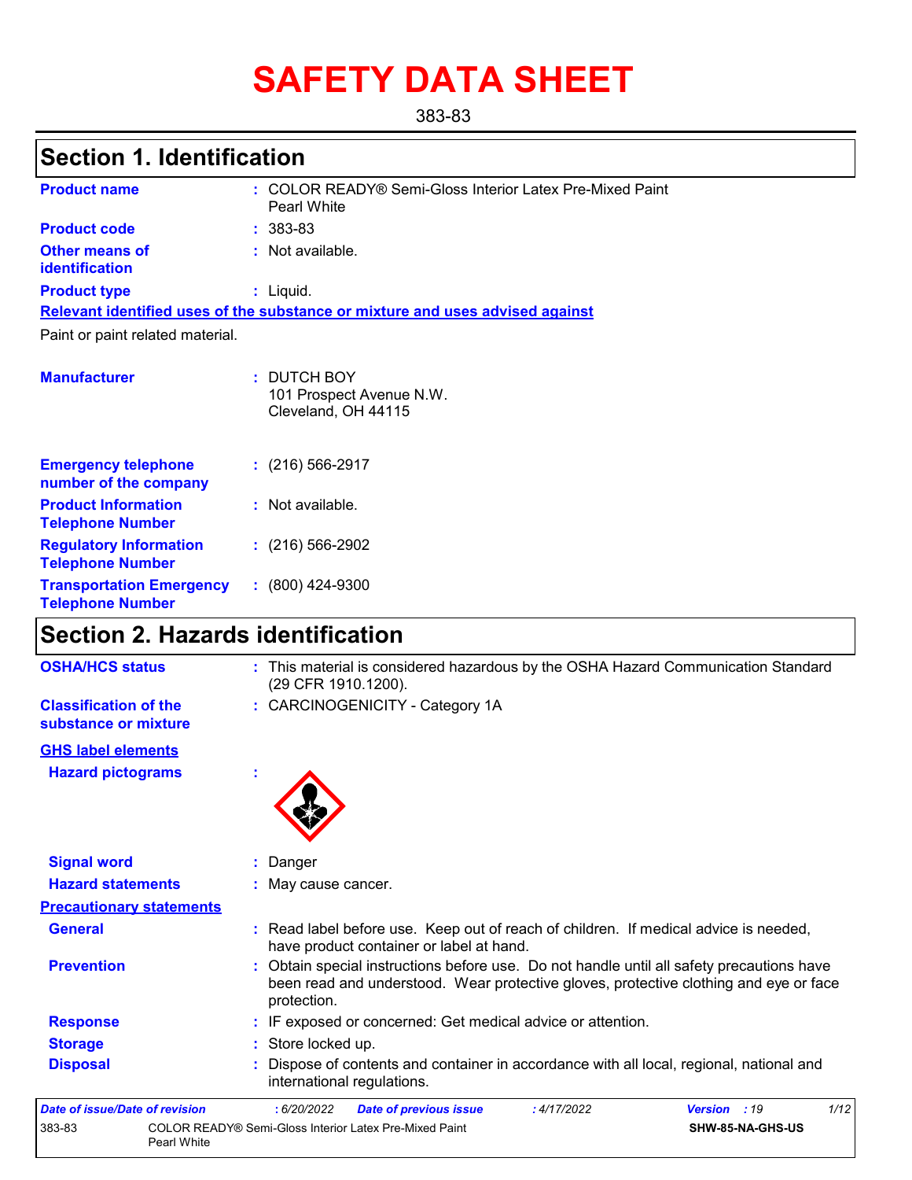# SAFETY DATA SHEET

383-83

## Section 1. Identification

| | |
|---|---|
| **Product name** | : COLOR READY® Semi-Gloss Interior Latex Pre-Mixed Paint Pearl White |
| **Product code** | : 383-83 |
| **Other means of identification** | : Not available. |
| **Product type** | : Liquid. |

**Relevant identified uses of the substance or mixture and uses advised against**

Paint or paint related material.

| | |
|---|---|
| **Manufacturer** | : DUTCH BOY<br>101 Prospect Avenue N.W.<br>Cleveland, OH 44115 |
| **Emergency telephone number of the company** | : (216) 566-2917 |
| **Product Information Telephone Number** | : Not available. |
| **Regulatory Information Telephone Number** | : (216) 566-2902 |
| **Transportation Emergency Telephone Number** | : (800) 424-9300 |

## Section 2. Hazards identification

| | |
|---|---|
| **OSHA/HCS status** | : This material is considered hazardous by the OSHA Hazard Communication Standard (29 CFR 1910.1200). |
| **Classification of the substance or mixture** | : CARCINOGENICITY - Category 1A |

**GHS label elements**

| | |
|---|---|
| **Hazard pictograms** | : |
| **Signal word** | : Danger |
| **Hazard statements** | : May cause cancer. |

**Precautionary statements**

| | |
|---|---|
| **General** | : Read label before use. Keep out of reach of children. If medical advice is needed, have product container or label at hand. |
| **Prevention** | : Obtain special instructions before use. Do not handle until all safety precautions have been read and understood. Wear protective gloves, protective clothing and eye or face protection. |
| **Response** | : IF exposed or concerned: Get medical advice or attention. |
| **Storage** | : Store locked up. |
| **Disposal** | : Dispose of contents and container in accordance with all local, regional, national and international regulations. |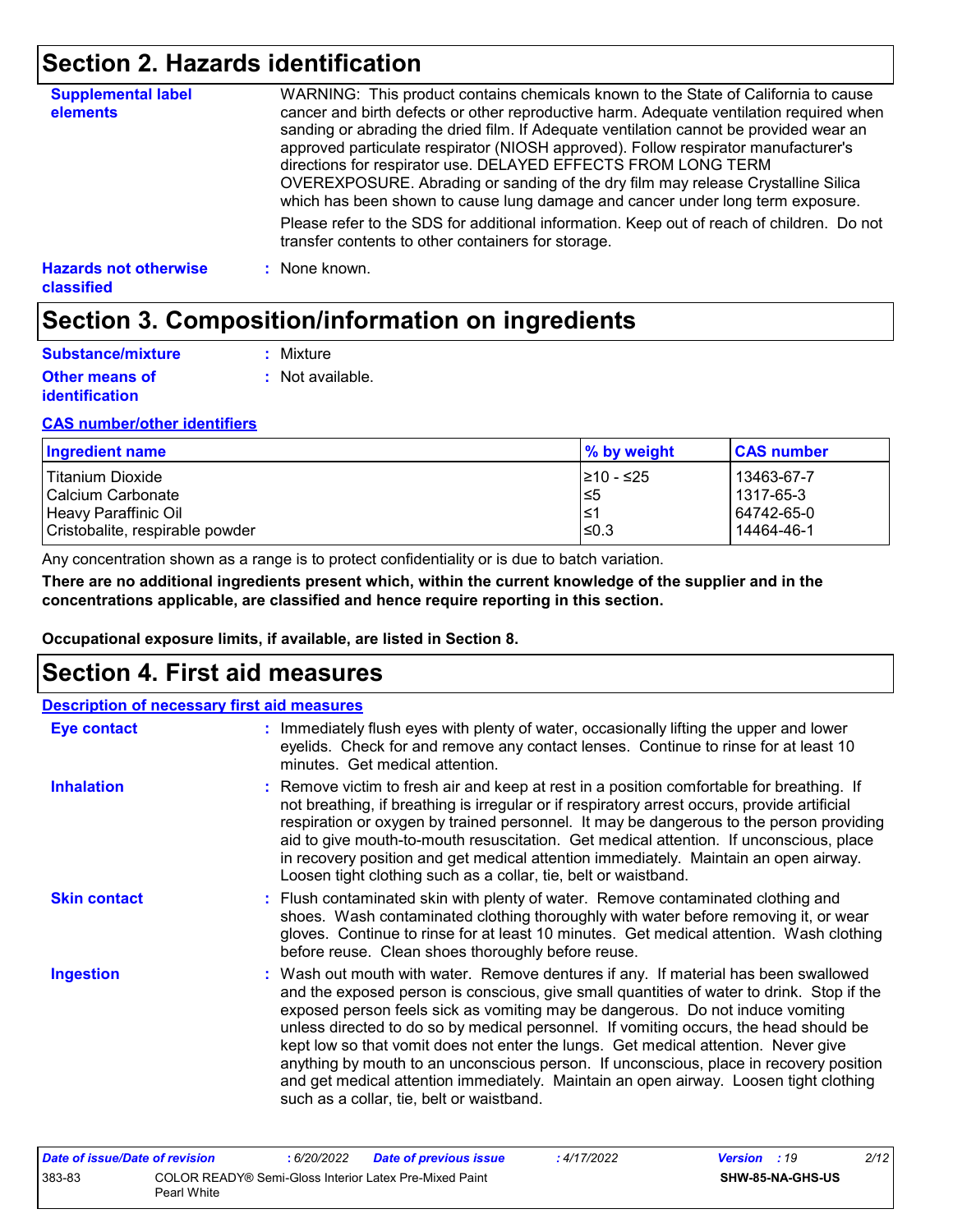# Section 2. Hazards identification

**Supplemental label elements**

WARNING: This product contains chemicals known to the State of California to cause cancer and birth defects or other reproductive harm. Adequate ventilation required when sanding or abrading the dried film. If Adequate ventilation cannot be provided wear an approved particulate respirator (NIOSH approved). Follow respirator manufacturer's directions for respirator use. DELAYED EFFECTS FROM LONG TERM OVEREXPOSURE. Abrading or sanding of the dry film may release Crystalline Silica which has been shown to cause lung damage and cancer under long term exposure.

Please refer to the SDS for additional information. Keep out of reach of children. Do not transfer contents to other containers for storage.

**Hazards not otherwise classified** : None known.

# Section 3. Composition/information on ingredients

**Substance/mixture** : Mixture

**Other means of identification** : Not available.

**CAS number/other identifiers**

| Ingredient name | % by weight | CAS number |
|---|---|---|
| Titanium Dioxide | ≥10 - ≤25 | 13463-67-7 |
| Calcium Carbonate | ≤5 | 1317-65-3 |
| Heavy Paraffinic Oil | ≤1 | 64742-65-0 |
| Cristobalite, respirable powder | ≤0.3 | 14464-46-1 |

Any concentration shown as a range is to protect confidentiality or is due to batch variation.

**There are no additional ingredients present which, within the current knowledge of the supplier and in the concentrations applicable, are classified and hence require reporting in this section.**

**Occupational exposure limits, if available, are listed in Section 8.**

# Section 4. First aid measures

**Description of necessary first aid measures**

**Eye contact** : Immediately flush eyes with plenty of water, occasionally lifting the upper and lower eyelids. Check for and remove any contact lenses. Continue to rinse for at least 10 minutes. Get medical attention.

**Inhalation** : Remove victim to fresh air and keep at rest in a position comfortable for breathing. If not breathing, if breathing is irregular or if respiratory arrest occurs, provide artificial respiration or oxygen by trained personnel. It may be dangerous to the person providing aid to give mouth-to-mouth resuscitation. Get medical attention. If unconscious, place in recovery position and get medical attention immediately. Maintain an open airway. Loosen tight clothing such as a collar, tie, belt or waistband.

**Skin contact** : Flush contaminated skin with plenty of water. Remove contaminated clothing and shoes. Wash contaminated clothing thoroughly with water before removing it, or wear gloves. Continue to rinse for at least 10 minutes. Get medical attention. Wash clothing before reuse. Clean shoes thoroughly before reuse.

**Ingestion** : Wash out mouth with water. Remove dentures if any. If material has been swallowed and the exposed person is conscious, give small quantities of water to drink. Stop if the exposed person feels sick as vomiting may be dangerous. Do not induce vomiting unless directed to do so by medical personnel. If vomiting occurs, the head should be kept low so that vomit does not enter the lungs. Get medical attention. Never give anything by mouth to an unconscious person. If unconscious, place in recovery position and get medical attention immediately. Maintain an open airway. Loosen tight clothing such as a collar, tie, belt or waistband.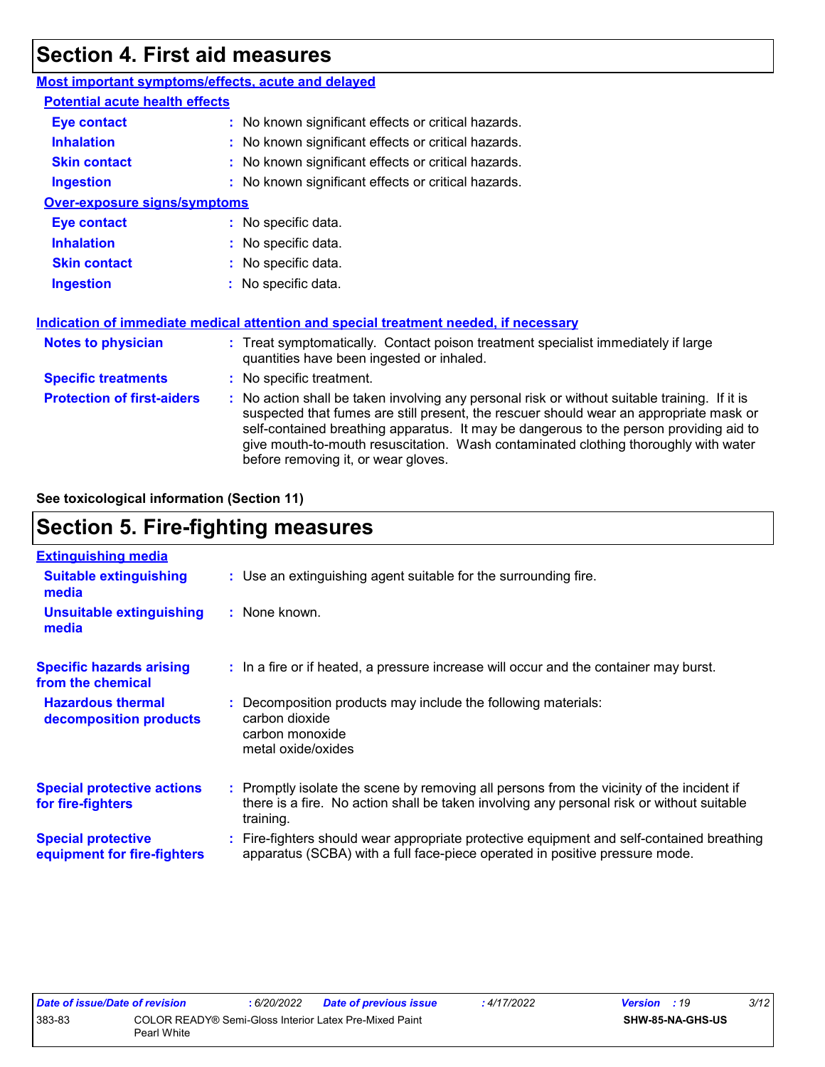## Section 4. First aid measures

### Most important symptoms/effects, acute and delayed

#### Potential acute health effects

| | |
|---|---|
| **Eye contact** | No known significant effects or critical hazards. |
| **Inhalation** | No known significant effects or critical hazards. |
| **Skin contact** | No known significant effects or critical hazards. |
| **Ingestion** | No known significant effects or critical hazards. |

#### Over-exposure signs/symptoms

| | |
|---|---|
| **Eye contact** | No specific data. |
| **Inhalation** | No specific data. |
| **Skin contact** | No specific data. |
| **Ingestion** | No specific data. |

### Indication of immediate medical attention and special treatment needed, if necessary

| | |
|---|---|
| **Notes to physician** | Treat symptomatically. Contact poison treatment specialist immediately if large quantities have been ingested or inhaled. |
| **Specific treatments** | No specific treatment. |
| **Protection of first-aiders** | No action shall be taken involving any personal risk or without suitable training. If it is suspected that fumes are still present, the rescuer should wear an appropriate mask or self-contained breathing apparatus. It may be dangerous to the person providing aid to give mouth-to-mouth resuscitation. Wash contaminated clothing thoroughly with water before removing it, or wear gloves. |

**See toxicological information (Section 11)**

## Section 5. Fire-fighting measures

### Extinguishing media

| | |
|---|---|
| **Suitable extinguishing media** | Use an extinguishing agent suitable for the surrounding fire. |
| **Unsuitable extinguishing media** | None known. |

| | |
|---|---|
| **Specific hazards arising from the chemical** | In a fire or if heated, a pressure increase will occur and the container may burst. |
| **Hazardous thermal decomposition products** | Decomposition products may include the following materials: carbon dioxide, carbon monoxide, metal oxide/oxides |
| **Special protective actions for fire-fighters** | Promptly isolate the scene by removing all persons from the vicinity of the incident if there is a fire. No action shall be taken involving any personal risk or without suitable training. |
| **Special protective equipment for fire-fighters** | Fire-fighters should wear appropriate protective equipment and self-contained breathing apparatus (SCBA) with a full face-piece operated in positive pressure mode. |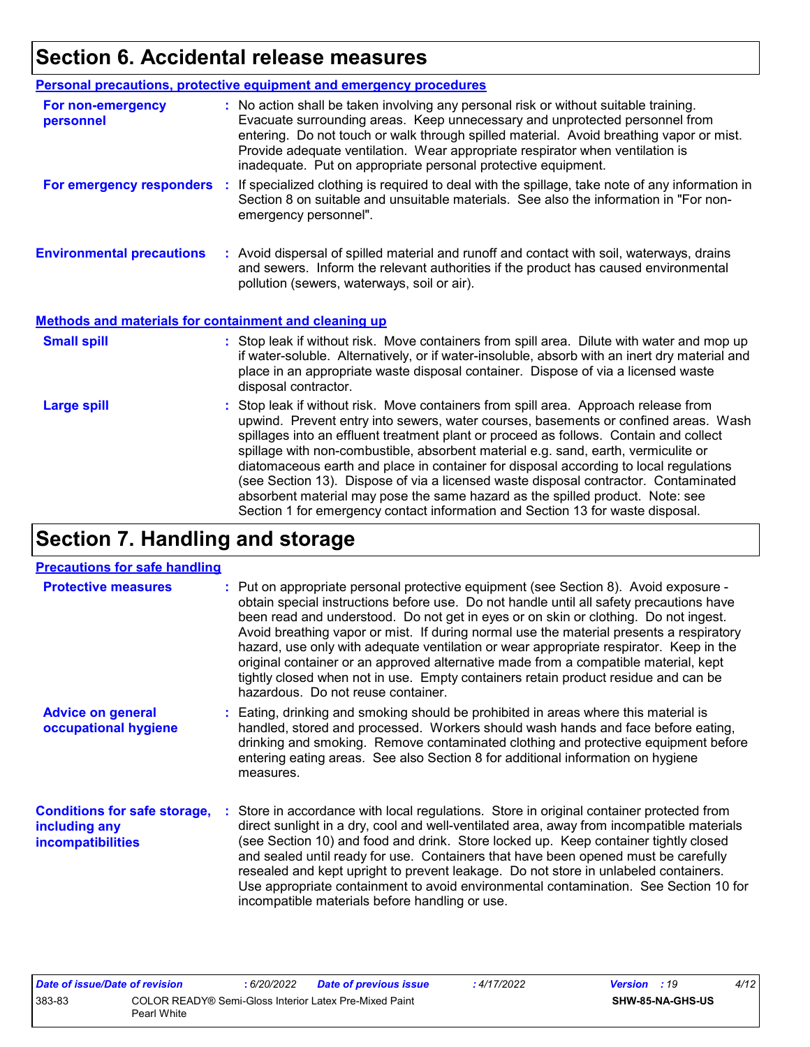# Section 6. Accidental release measures

## Personal precautions, protective equipment and emergency procedures

**For non-emergency personnel** : No action shall be taken involving any personal risk or without suitable training. Evacuate surrounding areas. Keep unnecessary and unprotected personnel from entering. Do not touch or walk through spilled material. Avoid breathing vapor or mist. Provide adequate ventilation. Wear appropriate respirator when ventilation is inadequate. Put on appropriate personal protective equipment.

**For emergency responders** : If specialized clothing is required to deal with the spillage, take note of any information in Section 8 on suitable and unsuitable materials. See also the information in "For non-emergency personnel".

**Environmental precautions** : Avoid dispersal of spilled material and runoff and contact with soil, waterways, drains and sewers. Inform the relevant authorities if the product has caused environmental pollution (sewers, waterways, soil or air).

## Methods and materials for containment and cleaning up

**Small spill** : Stop leak if without risk. Move containers from spill area. Dilute with water and mop up if water-soluble. Alternatively, or if water-insoluble, absorb with an inert dry material and place in an appropriate waste disposal container. Dispose of via a licensed waste disposal contractor.

**Large spill** : Stop leak if without risk. Move containers from spill area. Approach release from upwind. Prevent entry into sewers, water courses, basements or confined areas. Wash spillages into an effluent treatment plant or proceed as follows. Contain and collect spillage with non-combustible, absorbent material e.g. sand, earth, vermiculite or diatomaceous earth and place in container for disposal according to local regulations (see Section 13). Dispose of via a licensed waste disposal contractor. Contaminated absorbent material may pose the same hazard as the spilled product. Note: see Section 1 for emergency contact information and Section 13 for waste disposal.

# Section 7. Handling and storage

## Precautions for safe handling

**Protective measures** : Put on appropriate personal protective equipment (see Section 8). Avoid exposure - obtain special instructions before use. Do not handle until all safety precautions have been read and understood. Do not get in eyes or on skin or clothing. Do not ingest. Avoid breathing vapor or mist. If during normal use the material presents a respiratory hazard, use only with adequate ventilation or wear appropriate respirator. Keep in the original container or an approved alternative made from a compatible material, kept tightly closed when not in use. Empty containers retain product residue and can be hazardous. Do not reuse container.

**Advice on general occupational hygiene** : Eating, drinking and smoking should be prohibited in areas where this material is handled, stored and processed. Workers should wash hands and face before eating, drinking and smoking. Remove contaminated clothing and protective equipment before entering eating areas. See also Section 8 for additional information on hygiene measures.

**Conditions for safe storage, including any incompatibilities** : Store in accordance with local regulations. Store in original container protected from direct sunlight in a dry, cool and well-ventilated area, away from incompatible materials (see Section 10) and food and drink. Store locked up. Keep container tightly closed and sealed until ready for use. Containers that have been opened must be carefully resealed and kept upright to prevent leakage. Do not store in unlabeled containers. Use appropriate containment to avoid environmental contamination. See Section 10 for incompatible materials before handling or use.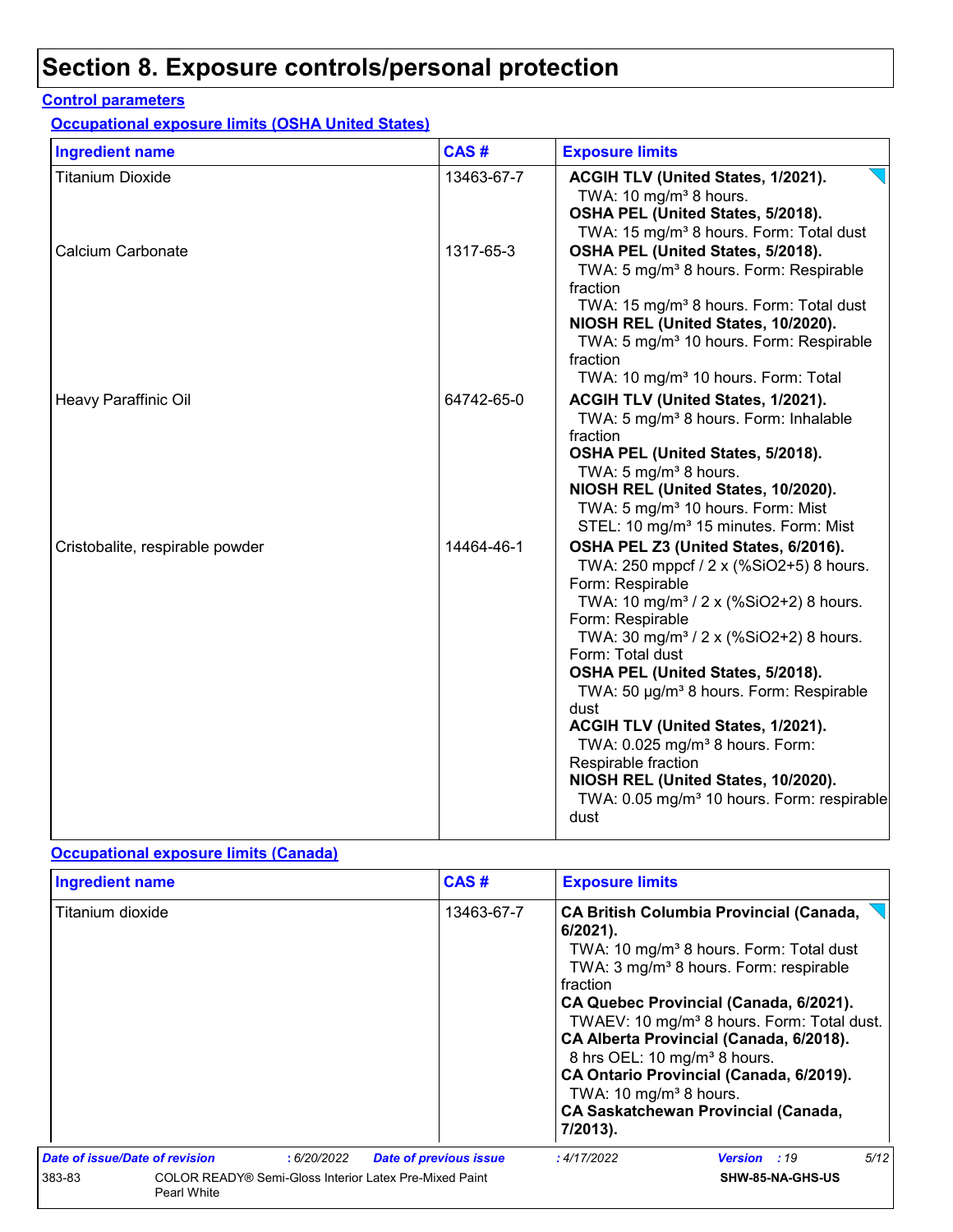# Section 8. Exposure controls/personal protection

**Control parameters**

**Occupational exposure limits (OSHA United States)**

| Ingredient name | CAS # | Exposure limits |
|---|---|---|
| Titanium Dioxide | 13463-67-7 | **ACGIH TLV (United States, 1/2021).**<br>TWA: 10 mg/m³ 8 hours.<br>**OSHA PEL (United States, 5/2018).**<br>TWA: 15 mg/m³ 8 hours. Form: Total dust |
| Calcium Carbonate | 1317-65-3 | **OSHA PEL (United States, 5/2018).**<br>TWA: 5 mg/m³ 8 hours. Form: Respirable fraction<br>TWA: 15 mg/m³ 8 hours. Form: Total dust<br>**NIOSH REL (United States, 10/2020).**<br>TWA: 5 mg/m³ 10 hours. Form: Respirable fraction<br>TWA: 10 mg/m³ 10 hours. Form: Total |
| Heavy Paraffinic Oil | 64742-65-0 | **ACGIH TLV (United States, 1/2021).**<br>TWA: 5 mg/m³ 8 hours. Form: Inhalable fraction<br>**OSHA PEL (United States, 5/2018).**<br>TWA: 5 mg/m³ 8 hours.<br>**NIOSH REL (United States, 10/2020).**<br>TWA: 5 mg/m³ 10 hours. Form: Mist<br>STEL: 10 mg/m³ 15 minutes. Form: Mist |
| Cristobalite, respirable powder | 14464-46-1 | **OSHA PEL Z3 (United States, 6/2016).**<br>TWA: 250 mppcf / 2 x (%SiO2+5) 8 hours. Form: Respirable<br>TWA: 10 mg/m³ / 2 x (%SiO2+2) 8 hours. Form: Respirable<br>TWA: 30 mg/m³ / 2 x (%SiO2+2) 8 hours. Form: Total dust<br>**OSHA PEL (United States, 5/2018).**<br>TWA: 50 µg/m³ 8 hours. Form: Respirable dust<br>**ACGIH TLV (United States, 1/2021).**<br>TWA: 0.025 mg/m³ 8 hours. Form: Respirable fraction<br>**NIOSH REL (United States, 10/2020).**<br>TWA: 0.05 mg/m³ 10 hours. Form: respirable dust |

**Occupational exposure limits (Canada)**

| Ingredient name | CAS # | Exposure limits |
|---|---|---|
| Titanium dioxide | 13463-67-7 | **CA British Columbia Provincial (Canada, 6/2021).**<br>TWA: 10 mg/m³ 8 hours. Form: Total dust<br>TWA: 3 mg/m³ 8 hours. Form: respirable fraction<br>**CA Quebec Provincial (Canada, 6/2021).**<br>TWAEV: 10 mg/m³ 8 hours. Form: Total dust.<br>**CA Alberta Provincial (Canada, 6/2018).**<br>8 hrs OEL: 10 mg/m³ 8 hours.<br>**CA Ontario Provincial (Canada, 6/2019).**<br>TWA: 10 mg/m³ 8 hours.<br>**CA Saskatchewan Provincial (Canada, 7/2013).** |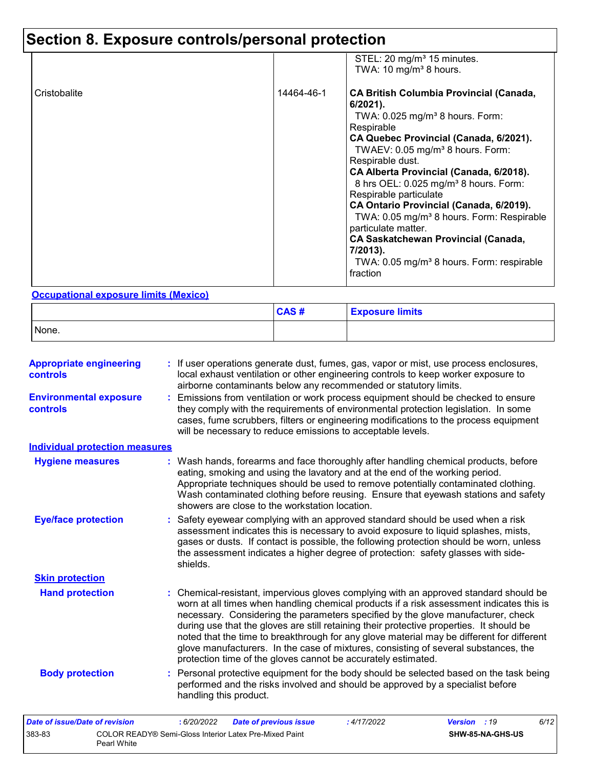# Section 8. Exposure controls/personal protection

| | | |
|---|---|---|
| | | STEL: 20 mg/m³ 15 minutes.<br>TWA: 10 mg/m³ 8 hours. |
| Cristobalite | 14464-46-1 | **CA British Columbia Provincial (Canada, 6/2021).**<br>TWA: 0.025 mg/m³ 8 hours. Form: Respirable<br>**CA Quebec Provincial (Canada, 6/2021).**<br>TWAEV: 0.05 mg/m³ 8 hours. Form: Respirable dust.<br>**CA Alberta Provincial (Canada, 6/2018).**<br>8 hrs OEL: 0.025 mg/m³ 8 hours. Form: Respirable particulate<br>**CA Ontario Provincial (Canada, 6/2019).**<br>TWA: 0.05 mg/m³ 8 hours. Form: Respirable particulate matter.<br>**CA Saskatchewan Provincial (Canada, 7/2013).**<br>TWA: 0.05 mg/m³ 8 hours. Form: respirable fraction |

**Occupational exposure limits (Mexico)**

| | CAS # | Exposure limits |
|---|---|---|
| None. | | |

**Appropriate engineering controls** : If user operations generate dust, fumes, gas, vapor or mist, use process enclosures, local exhaust ventilation or other engineering controls to keep worker exposure to airborne contaminants below any recommended or statutory limits.

**Environmental exposure controls** : Emissions from ventilation or work process equipment should be checked to ensure they comply with the requirements of environmental protection legislation. In some cases, fume scrubbers, filters or engineering modifications to the process equipment will be necessary to reduce emissions to acceptable levels.

**Individual protection measures**

**Hygiene measures** : Wash hands, forearms and face thoroughly after handling chemical products, before eating, smoking and using the lavatory and at the end of the working period. Appropriate techniques should be used to remove potentially contaminated clothing. Wash contaminated clothing before reusing. Ensure that eyewash stations and safety showers are close to the workstation location.

**Eye/face protection** : Safety eyewear complying with an approved standard should be used when a risk assessment indicates this is necessary to avoid exposure to liquid splashes, mists, gases or dusts. If contact is possible, the following protection should be worn, unless the assessment indicates a higher degree of protection: safety glasses with side-shields.

**Skin protection**

**Hand protection** : Chemical-resistant, impervious gloves complying with an approved standard should be worn at all times when handling chemical products if a risk assessment indicates this is necessary. Considering the parameters specified by the glove manufacturer, check during use that the gloves are still retaining their protective properties. It should be noted that the time to breakthrough for any glove material may be different for different glove manufacturers. In the case of mixtures, consisting of several substances, the protection time of the gloves cannot be accurately estimated.

**Body protection** : Personal protective equipment for the body should be selected based on the task being performed and the risks involved and should be approved by a specialist before handling this product.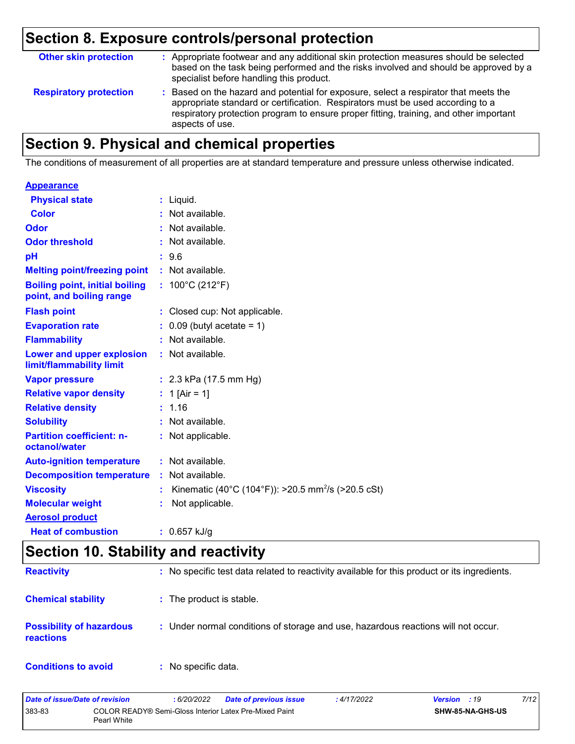## Section 8. Exposure controls/personal protection

**Other skin protection** : Appropriate footwear and any additional skin protection measures should be selected based on the task being performed and the risks involved and should be approved by a specialist before handling this product.

**Respiratory protection** : Based on the hazard and potential for exposure, select a respirator that meets the appropriate standard or certification. Respirators must be used according to a respiratory protection program to ensure proper fitting, training, and other important aspects of use.

## Section 9. Physical and chemical properties

The conditions of measurement of all properties are at standard temperature and pressure unless otherwise indicated.

**Appearance**

| | |
|---|---|
| **Physical state** | : Liquid. |
| **Color** | : Not available. |
| **Odor** | : Not available. |
| **Odor threshold** | : Not available. |
| **pH** | : 9.6 |
| **Melting point/freezing point** | : Not available. |
| **Boiling point, initial boiling point, and boiling range** | : 100°C (212°F) |
| **Flash point** | : Closed cup: Not applicable. |
| **Evaporation rate** | : 0.09 (butyl acetate = 1) |
| **Flammability** | : Not available. |
| **Lower and upper explosion limit/flammability limit** | : Not available. |
| **Vapor pressure** | : 2.3 kPa (17.5 mm Hg) |
| **Relative vapor density** | : 1 [Air = 1] |
| **Relative density** | : 1.16 |
| **Solubility** | : Not available. |
| **Partition coefficient: n-octanol/water** | : Not applicable. |
| **Auto-ignition temperature** | : Not available. |
| **Decomposition temperature** | : Not available. |
| **Viscosity** | : Kinematic (40°C (104°F)): >20.5 $mm^2/s$ (>20.5 cSt) |
| **Molecular weight** | : Not applicable. |

**Aerosol product**

| | |
|---|---|
| **Heat of combustion** | : 0.657 kJ/g |

## Section 10. Stability and reactivity

| | |
|---|---|
| **Reactivity** | : No specific test data related to reactivity available for this product or its ingredients. |
| **Chemical stability** | : The product is stable. |
| **Possibility of hazardous reactions** | : Under normal conditions of storage and use, hazardous reactions will not occur. |
| **Conditions to avoid** | : No specific data. |

| *Date of issue/Date of revision* | *: 6/20/2022* | *Date of previous issue* | *: 4/17/2022* | *Version : 19* |
|---|---|---|---|---|
| 383-83 | COLOR READY® Semi-Gloss Interior Latex Pre-Mixed Paint Pearl White | | | SHW-85-NA-GHS-US |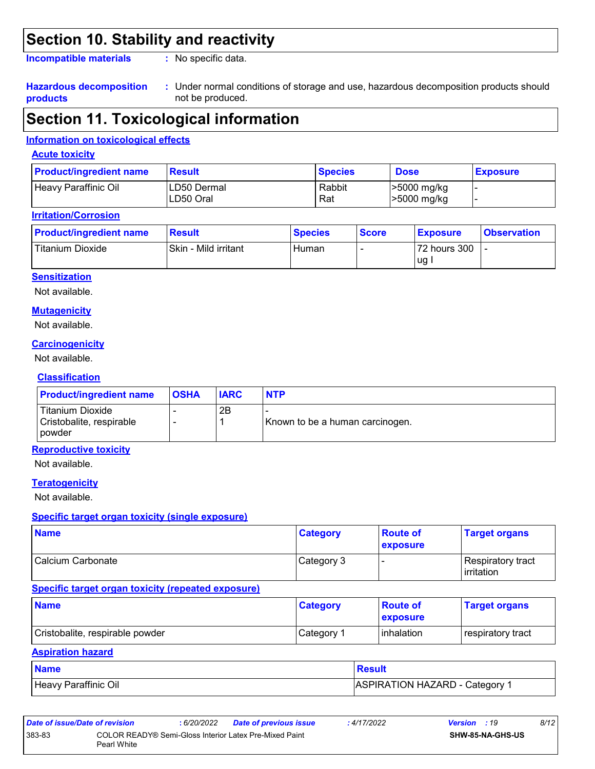## Section 10. Stability and reactivity

**Incompatible materials** : No specific data.

**Hazardous decomposition products** : Under normal conditions of storage and use, hazardous decomposition products should not be produced.

## Section 11. Toxicological information

### Information on toxicological effects

#### Acute toxicity

| Product/ingredient name | Result | Species | Dose | Exposure |
|---|---|---|---|---|
| Heavy Paraffinic Oil | LD50 Dermal<br>LD50 Oral | Rabbit<br>Rat | >5000 mg/kg<br>>5000 mg/kg | -<br>- |

#### Irritation/Corrosion

| Product/ingredient name | Result | Species | Score | Exposure | Observation |
|---|---|---|---|---|---|
| Titanium Dioxide | Skin - Mild irritant | Human | - | 72 hours 300 ug I | - |

#### Sensitization

Not available.

#### Mutagenicity

Not available.

#### Carcinogenicity

Not available.

#### Classification

| Product/ingredient name | OSHA | IARC | NTP |
|---|---|---|---|
| Titanium Dioxide | - | 2B | - |
| Cristobalite, respirable powder | - | 1 | Known to be a human carcinogen. |

#### Reproductive toxicity

Not available.

#### Teratogenicity

Not available.

#### Specific target organ toxicity (single exposure)

| Name | Category | Route of exposure | Target organs |
|---|---|---|---|
| Calcium Carbonate | Category 3 | - | Respiratory tract irritation |

#### Specific target organ toxicity (repeated exposure)

| Name | Category | Route of exposure | Target organs |
|---|---|---|---|
| Cristobalite, respirable powder | Category 1 | inhalation | respiratory tract |

#### Aspiration hazard

| Name | Result |
|---|---|
| Heavy Paraffinic Oil | ASPIRATION HAZARD - Category 1 |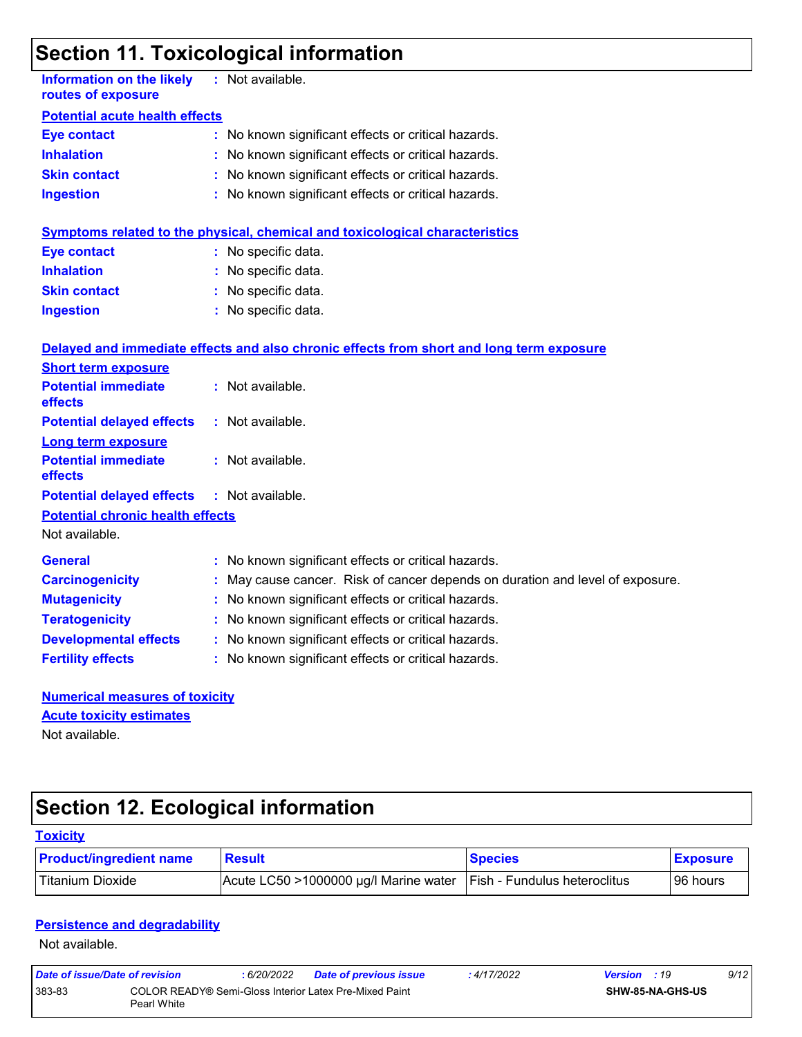## Section 11. Toxicological information

**Information on the likely routes of exposure** : Not available.

**Potential acute health effects**

**Eye contact** : No known significant effects or critical hazards.
**Inhalation** : No known significant effects or critical hazards.
**Skin contact** : No known significant effects or critical hazards.
**Ingestion** : No known significant effects or critical hazards.

**Symptoms related to the physical, chemical and toxicological characteristics**

**Eye contact** : No specific data.
**Inhalation** : No specific data.
**Skin contact** : No specific data.
**Ingestion** : No specific data.

**Delayed and immediate effects and also chronic effects from short and long term exposure**

**Short term exposure**

**Potential immediate effects** : Not available.
**Potential delayed effects** : Not available.

**Long term exposure**

**Potential immediate effects** : Not available.
**Potential delayed effects** : Not available.

**Potential chronic health effects**

Not available.

**General** : No known significant effects or critical hazards.
**Carcinogenicity** : May cause cancer. Risk of cancer depends on duration and level of exposure.
**Mutagenicity** : No known significant effects or critical hazards.
**Teratogenicity** : No known significant effects or critical hazards.
**Developmental effects** : No known significant effects or critical hazards.
**Fertility effects** : No known significant effects or critical hazards.

**Numerical measures of toxicity**

**Acute toxicity estimates**

Not available.

## Section 12. Ecological information

**Toxicity**

| Product/ingredient name | Result | Species | Exposure |
| --- | --- | --- | --- |
| Titanium Dioxide | Acute LC50 >1000000 µg/l Marine water | Fish - Fundulus heteroclitus | 96 hours |

**Persistence and degradability**

Not available.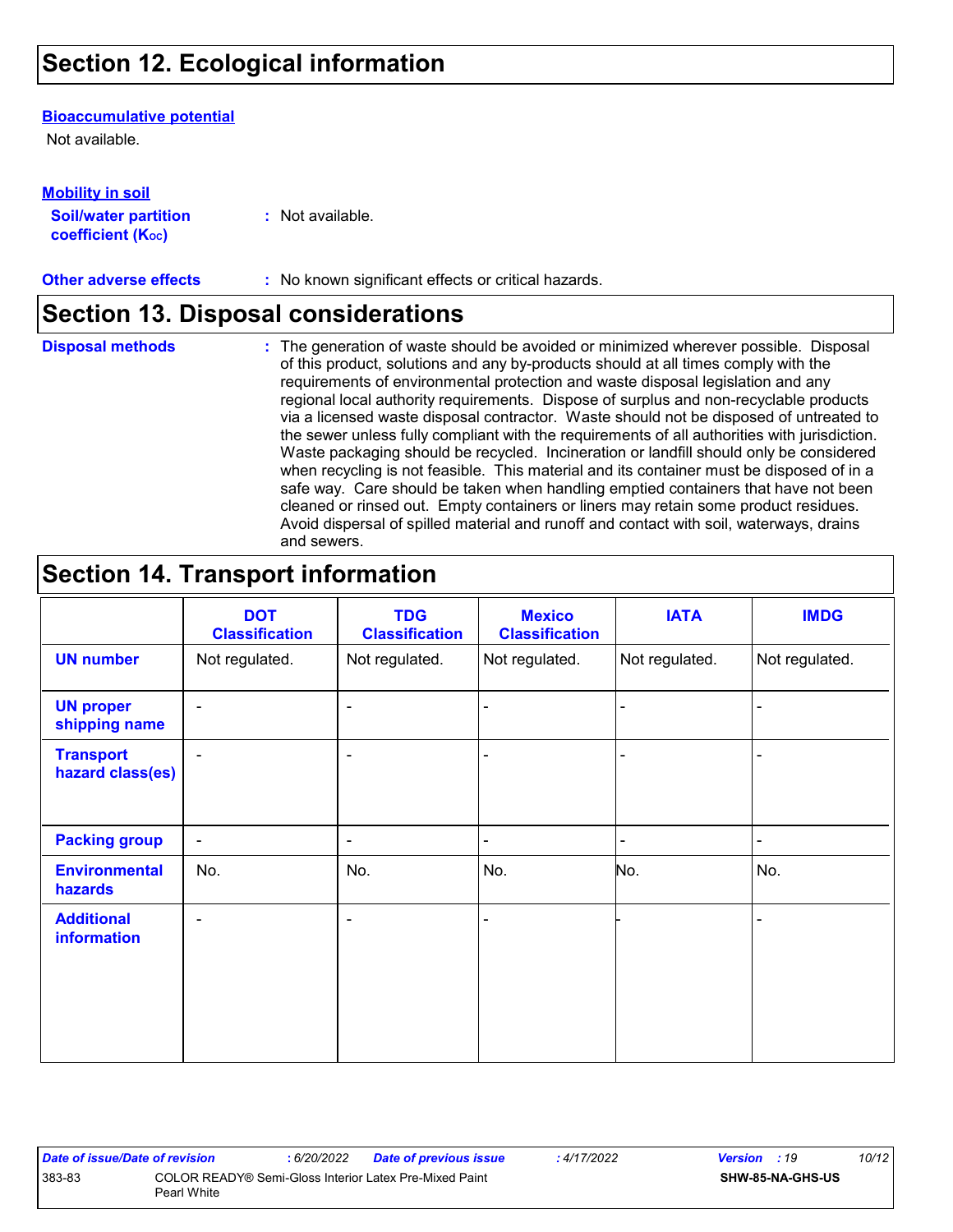## Section 12. Ecological information

**Bioaccumulative potential**

Not available.

**Mobility in soil**

**Soil/water partition coefficient ($K_{OC}$)** : Not available.

**Other adverse effects** : No known significant effects or critical hazards.

## Section 13. Disposal considerations

**Disposal methods** : The generation of waste should be avoided or minimized wherever possible. Disposal of this product, solutions and any by-products should at all times comply with the requirements of environmental protection and waste disposal legislation and any regional local authority requirements. Dispose of surplus and non-recyclable products via a licensed waste disposal contractor. Waste should not be disposed of untreated to the sewer unless fully compliant with the requirements of all authorities with jurisdiction. Waste packaging should be recycled. Incineration or landfill should only be considered when recycling is not feasible. This material and its container must be disposed of in a safe way. Care should be taken when handling emptied containers that have not been cleaned or rinsed out. Empty containers or liners may retain some product residues. Avoid dispersal of spilled material and runoff and contact with soil, waterways, drains and sewers.

## Section 14. Transport information

| | DOT Classification | TDG Classification | Mexico Classification | IATA | IMDG |
|---|---|---|---|---|---|
| **UN number** | Not regulated. | Not regulated. | Not regulated. | Not regulated. | Not regulated. |
| **UN proper shipping name** | - | - | - | - | - |
| **Transport hazard class(es)** | - | - | - | - | - |
| **Packing group** | - | - | - | - | - |
| **Environmental hazards** | No. | No. | No. | No. | No. |
| **Additional information** | - | - | - | - | - |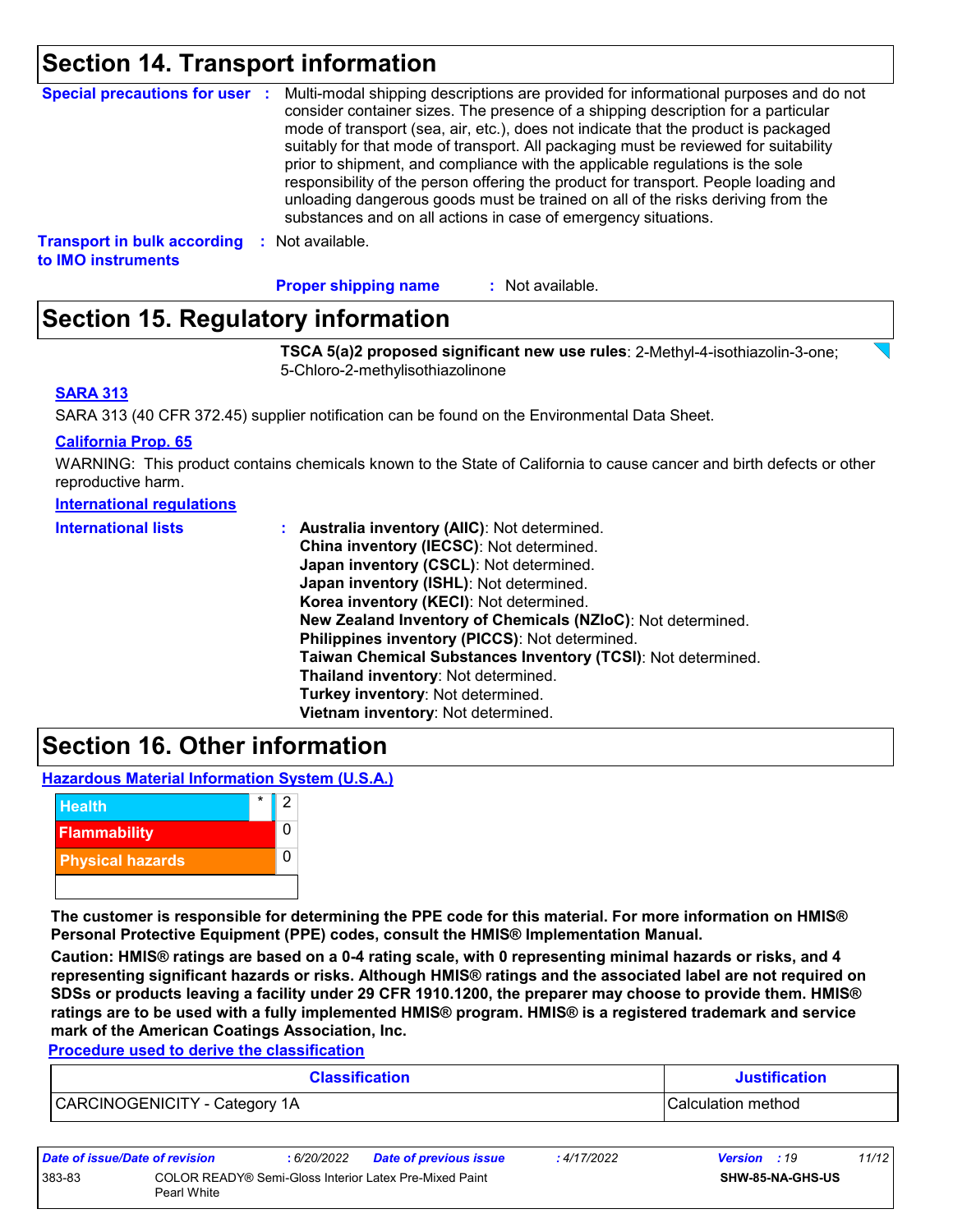## Section 14. Transport information

**Special precautions for user** : Multi-modal shipping descriptions are provided for informational purposes and do not consider container sizes. The presence of a shipping description for a particular mode of transport (sea, air, etc.), does not indicate that the product is packaged suitably for that mode of transport. All packaging must be reviewed for suitability prior to shipment, and compliance with the applicable regulations is the sole responsibility of the person offering the product for transport. People loading and unloading dangerous goods must be trained on all of the risks deriving from the substances and on all actions in case of emergency situations.

**Transport in bulk according to IMO instruments** : Not available.

**Proper shipping name** : Not available.

## Section 15. Regulatory information

**TSCA 5(a)2 proposed significant new use rules**: 2-Methyl-4-isothiazolin-3-one; 5-Chloro-2-methylisothiazolinone

**SARA 313**

SARA 313 (40 CFR 372.45) supplier notification can be found on the Environmental Data Sheet.

**California Prop. 65**

WARNING: This product contains chemicals known to the State of California to cause cancer and birth defects or other reproductive harm.

**International regulations**

**International lists** :
**Australia inventory (AIIC)**: Not determined.
**China inventory (IECSC)**: Not determined.
**Japan inventory (CSCL)**: Not determined.
**Japan inventory (ISHL)**: Not determined.
**Korea inventory (KECI)**: Not determined.
**New Zealand Inventory of Chemicals (NZIoC)**: Not determined.
**Philippines inventory (PICCS)**: Not determined.
**Taiwan Chemical Substances Inventory (TCSI)**: Not determined.
**Thailand inventory**: Not determined.
**Turkey inventory**: Not determined.
**Vietnam inventory**: Not determined.

## Section 16. Other information

**Hazardous Material Information System (U.S.A.)**

| | | |
|---|---|---|
| Health | * | 2 |
| Flammability | | 0 |
| Physical hazards | | 0 |

**The customer is responsible for determining the PPE code for this material. For more information on HMIS® Personal Protective Equipment (PPE) codes, consult the HMIS® Implementation Manual.**

**Caution: HMIS® ratings are based on a 0-4 rating scale, with 0 representing minimal hazards or risks, and 4 representing significant hazards or risks. Although HMIS® ratings and the associated label are not required on SDSs or products leaving a facility under 29 CFR 1910.1200, the preparer may choose to provide them. HMIS® ratings are to be used with a fully implemented HMIS® program. HMIS® is a registered trademark and service mark of the American Coatings Association, Inc.**

**Procedure used to derive the classification**

| Classification | Justification |
|---|---|
| CARCINOGENICITY - Category 1A | Calculation method |

| Date of issue/Date of revision | : 6/20/2022 | Date of previous issue | : 4/17/2022 | Version : 19 |
|---|---|---|---|---|
| 383-83 | COLOR READY® Semi-Gloss Interior Latex Pre-Mixed Paint Pearl White | | | SHW-85-NA-GHS-US |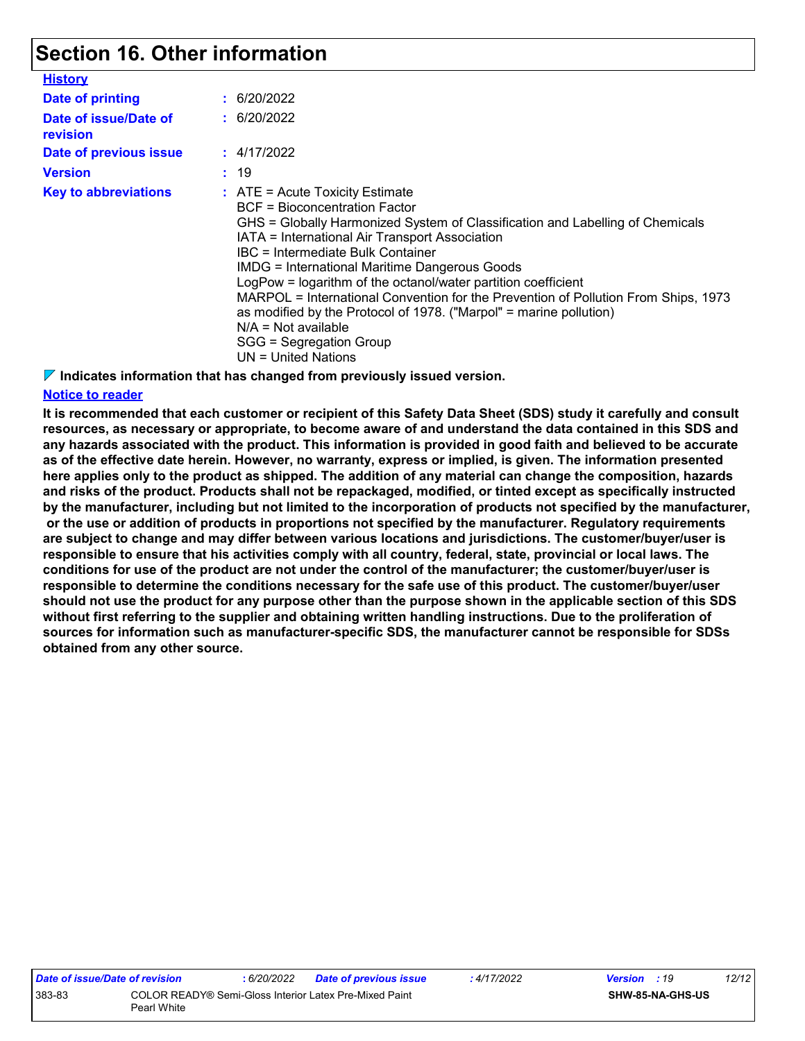# Section 16. Other information

**History**

| | |
|---|---|
| **Date of printing** | : 6/20/2022 |
| **Date of issue/Date of revision** | : 6/20/2022 |
| **Date of previous issue** | : 4/17/2022 |
| **Version** | : 19 |
| **Key to abbreviations** | : ATE = Acute Toxicity Estimate<br>BCF = Bioconcentration Factor<br>GHS = Globally Harmonized System of Classification and Labelling of Chemicals<br>IATA = International Air Transport Association<br>IBC = Intermediate Bulk Container<br>IMDG = International Maritime Dangerous Goods<br>LogPow = logarithm of the octanol/water partition coefficient<br>MARPOL = International Convention for the Prevention of Pollution From Ships, 1973 as modified by the Protocol of 1978. ("Marpol" = marine pollution)<br>N/A = Not available<br>SGG = Segregation Group<br>UN = United Nations |

**Indicates information that has changed from previously issued version.**

**Notice to reader**

**It is recommended that each customer or recipient of this Safety Data Sheet (SDS) study it carefully and consult resources, as necessary or appropriate, to become aware of and understand the data contained in this SDS and any hazards associated with the product. This information is provided in good faith and believed to be accurate as of the effective date herein. However, no warranty, express or implied, is given. The information presented here applies only to the product as shipped. The addition of any material can change the composition, hazards and risks of the product. Products shall not be repackaged, modified, or tinted except as specifically instructed by the manufacturer, including but not limited to the incorporation of products not specified by the manufacturer, or the use or addition of products in proportions not specified by the manufacturer. Regulatory requirements are subject to change and may differ between various locations and jurisdictions. The customer/buyer/user is responsible to ensure that his activities comply with all country, federal, state, provincial or local laws. The conditions for use of the product are not under the control of the manufacturer; the customer/buyer/user is responsible to determine the conditions necessary for the safe use of this product. The customer/buyer/user should not use the product for any purpose other than the purpose shown in the applicable section of this SDS without first referring to the supplier and obtaining written handling instructions. Due to the proliferation of sources for information such as manufacturer-specific SDS, the manufacturer cannot be responsible for SDSs obtained from any other source.**